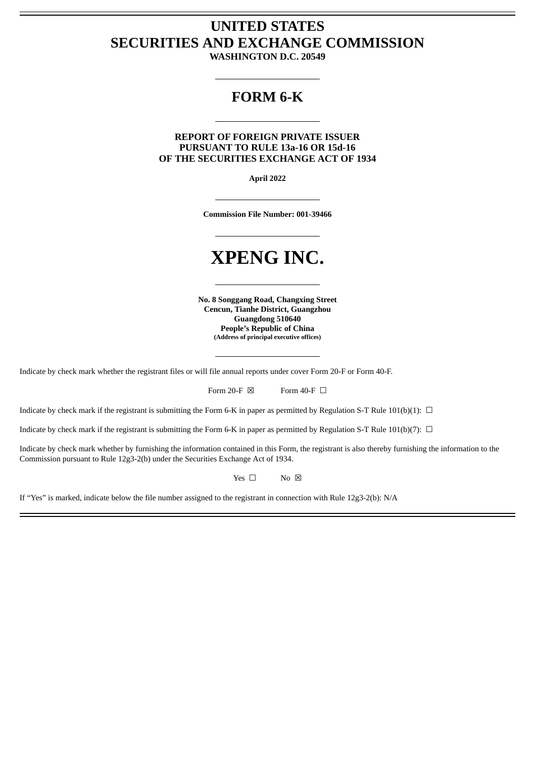# UNITED STATES
# SECURITIES AND EXCHANGE COMMISSION

**WASHINGTON D.C. 20549**

---

## FORM 6-K

---

**REPORT OF FOREIGN PRIVATE ISSUER**
**PURSUANT TO RULE 13a-16 OR 15d-16**
**OF THE SECURITIES EXCHANGE ACT OF 1934**

**April 2022**

---

**Commission File Number: 001-39466**

---

# XPENG INC.

---

**No. 8 Songgang Road, Changxing Street**
**Cencun, Tianhe District, Guangzhou**
**Guangdong 510640**
**People's Republic of China**
**(Address of principal executive offices)**

---

Indicate by check mark whether the registrant files or will file annual reports under cover Form 20-F or Form 40-F.

Form 20-F ☒ Form 40-F ☐

Indicate by check mark if the registrant is submitting the Form 6-K in paper as permitted by Regulation S-T Rule 101(b)(1): ☐

Indicate by check mark if the registrant is submitting the Form 6-K in paper as permitted by Regulation S-T Rule 101(b)(7): ☐

Indicate by check mark whether by furnishing the information contained in this Form, the registrant is also thereby furnishing the information to the Commission pursuant to Rule 12g3-2(b) under the Securities Exchange Act of 1934.

Yes ☐ No ☒

If "Yes" is marked, indicate below the file number assigned to the registrant in connection with Rule 12g3-2(b): N/A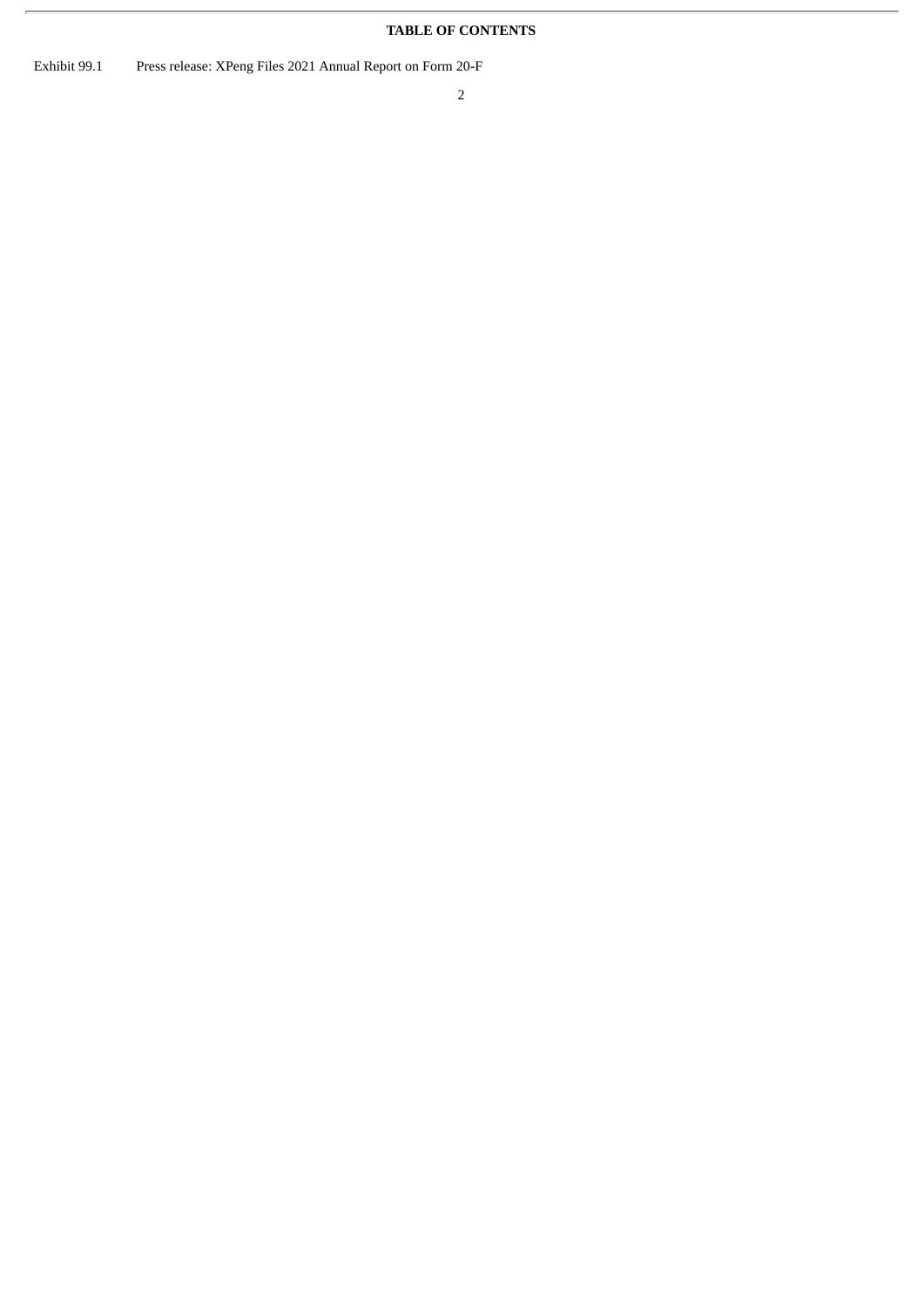**TABLE OF CONTENTS**

| | |
|---|---|
| Exhibit 99.1 | Press release: XPeng Files 2021 Annual Report on Form 20-F |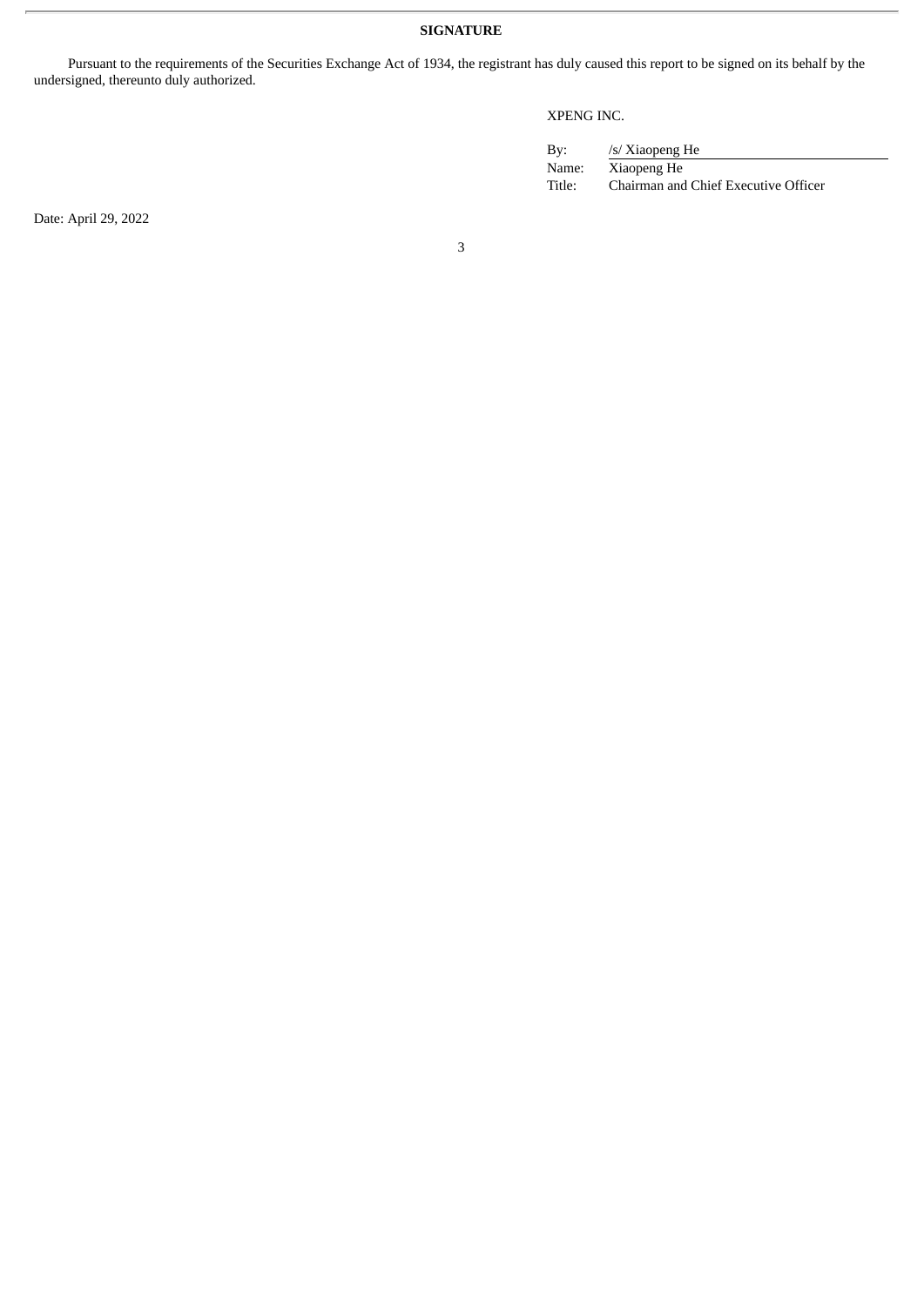**SIGNATURE**

Pursuant to the requirements of the Securities Exchange Act of 1934, the registrant has duly caused this report to be signed on its behalf by the undersigned, thereunto duly authorized.

XPENG INC.

| | |
|---|---|
| By: | /s/ Xiaopeng He |
| Name: | Xiaopeng He |
| Title: | Chairman and Chief Executive Officer |

Date: April 29, 2022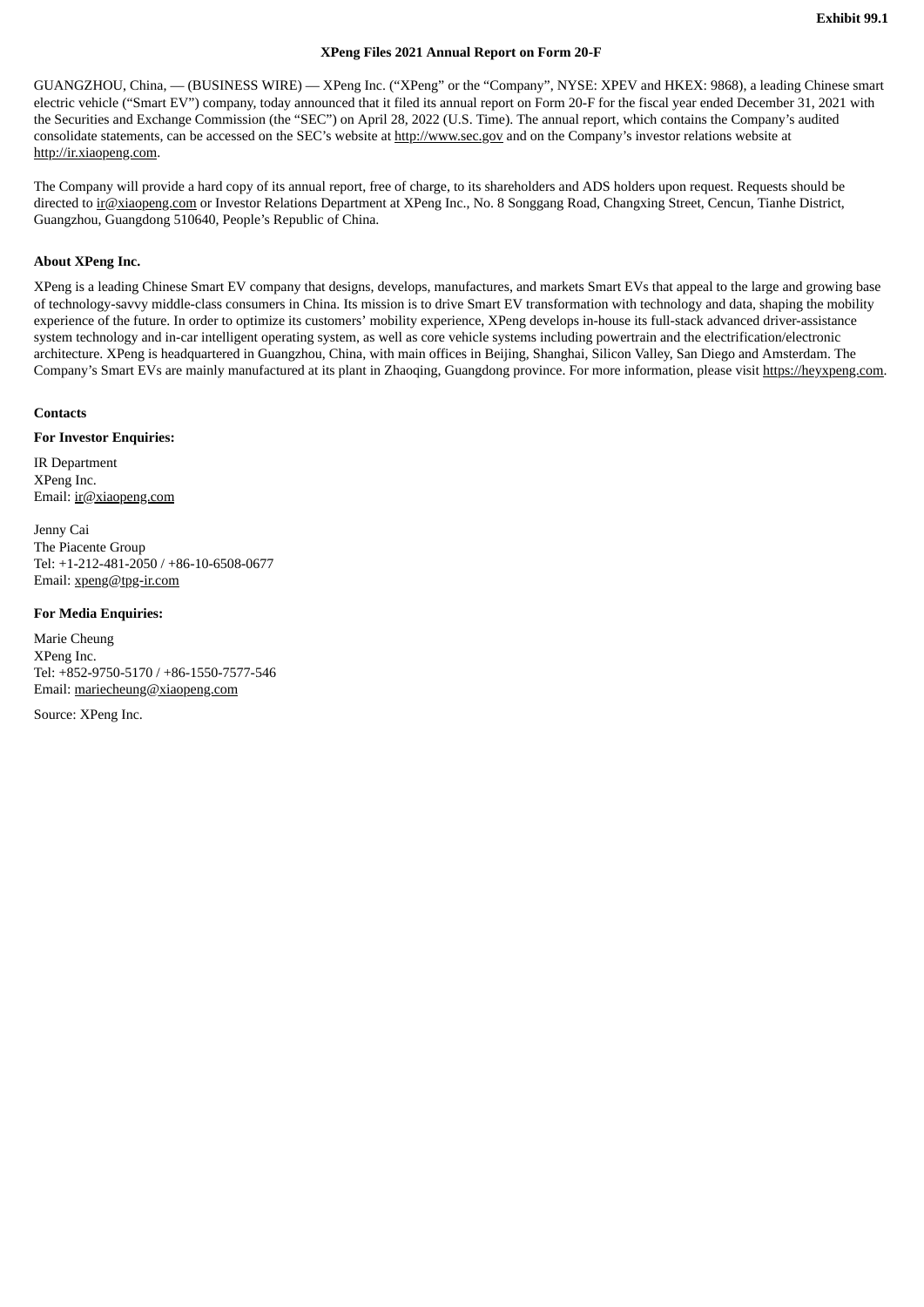**Exhibit 99.1**

# XPeng Files 2021 Annual Report on Form 20-F

GUANGZHOU, China, — (BUSINESS WIRE) — XPeng Inc. ("XPeng" or the "Company", NYSE: XPEV and HKEX: 9868), a leading Chinese smart electric vehicle ("Smart EV") company, today announced that it filed its annual report on Form 20-F for the fiscal year ended December 31, 2021 with the Securities and Exchange Commission (the "SEC") on April 28, 2022 (U.S. Time). The annual report, which contains the Company's audited consolidate statements, can be accessed on the SEC's website at http://www.sec.gov and on the Company's investor relations website at http://ir.xiaopeng.com.

The Company will provide a hard copy of its annual report, free of charge, to its shareholders and ADS holders upon request. Requests should be directed to ir@xiaopeng.com or Investor Relations Department at XPeng Inc., No. 8 Songgang Road, Changxing Street, Cencun, Tianhe District, Guangzhou, Guangdong 510640, People's Republic of China.

**About XPeng Inc.**

XPeng is a leading Chinese Smart EV company that designs, develops, manufactures, and markets Smart EVs that appeal to the large and growing base of technology-savvy middle-class consumers in China. Its mission is to drive Smart EV transformation with technology and data, shaping the mobility experience of the future. In order to optimize its customers' mobility experience, XPeng develops in-house its full-stack advanced driver-assistance system technology and in-car intelligent operating system, as well as core vehicle systems including powertrain and the electrification/electronic architecture. XPeng is headquartered in Guangzhou, China, with main offices in Beijing, Shanghai, Silicon Valley, San Diego and Amsterdam. The Company's Smart EVs are mainly manufactured at its plant in Zhaoqing, Guangdong province. For more information, please visit https://heyxpeng.com.

**Contacts**

**For Investor Enquiries:**

IR Department
XPeng Inc.
Email: ir@xiaopeng.com

Jenny Cai
The Piacente Group
Tel: +1-212-481-2050 / +86-10-6508-0677
Email: xpeng@tpg-ir.com

**For Media Enquiries:**

Marie Cheung
XPeng Inc.
Tel: +852-9750-5170 / +86-1550-7577-546
Email: mariecheung@xiaopeng.com

Source: XPeng Inc.